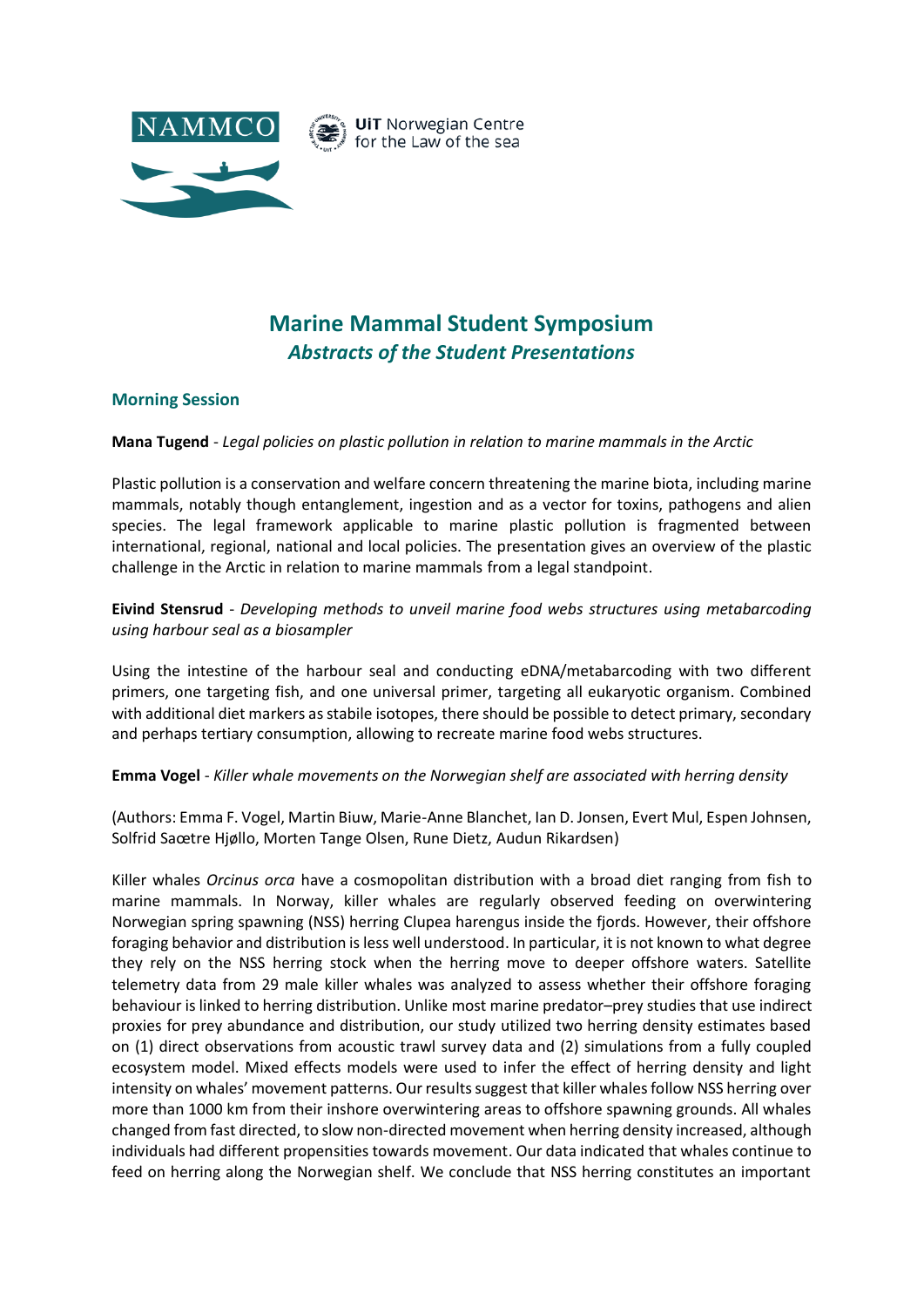NAMMCO

UiT Norwegian Centre for the Law of the sea

# Marine Mammal Student Symposium
## *Abstracts of the Student Presentations*

### Morning Session

**Mana Tugend** - *Legal policies on plastic pollution in relation to marine mammals in the Arctic*

Plastic pollution is a conservation and welfare concern threatening the marine biota, including marine mammals, notably though entanglement, ingestion and as a vector for toxins, pathogens and alien species. The legal framework applicable to marine plastic pollution is fragmented between international, regional, national and local policies. The presentation gives an overview of the plastic challenge in the Arctic in relation to marine mammals from a legal standpoint.

**Eivind Stensrud** - *Developing methods to unveil marine food webs structures using metabarcoding using harbour seal as a biosampler*

Using the intestine of the harbour seal and conducting eDNA/metabarcoding with two different primers, one targeting fish, and one universal primer, targeting all eukaryotic organism. Combined with additional diet markers as stabile isotopes, there should be possible to detect primary, secondary and perhaps tertiary consumption, allowing to recreate marine food webs structures.

**Emma Vogel** - *Killer whale movements on the Norwegian shelf are associated with herring density*

(Authors: Emma F. Vogel, Martin Biuw, Marie-Anne Blanchet, Ian D. Jonsen, Evert Mul, Espen Johnsen, Solfrid Saætre Hjøllo, Morten Tange Olsen, Rune Dietz, Audun Rikardsen)

Killer whales *Orcinus orca* have a cosmopolitan distribution with a broad diet ranging from fish to marine mammals. In Norway, killer whales are regularly observed feeding on overwintering Norwegian spring spawning (NSS) herring Clupea harengus inside the fjords. However, their offshore foraging behavior and distribution is less well understood. In particular, it is not known to what degree they rely on the NSS herring stock when the herring move to deeper offshore waters. Satellite telemetry data from 29 male killer whales was analyzed to assess whether their offshore foraging behaviour is linked to herring distribution. Unlike most marine predator–prey studies that use indirect proxies for prey abundance and distribution, our study utilized two herring density estimates based on (1) direct observations from acoustic trawl survey data and (2) simulations from a fully coupled ecosystem model. Mixed effects models were used to infer the effect of herring density and light intensity on whales' movement patterns. Our results suggest that killer whales follow NSS herring over more than 1000 km from their inshore overwintering areas to offshore spawning grounds. All whales changed from fast directed, to slow non-directed movement when herring density increased, although individuals had different propensities towards movement. Our data indicated that whales continue to feed on herring along the Norwegian shelf. We conclude that NSS herring constitutes an important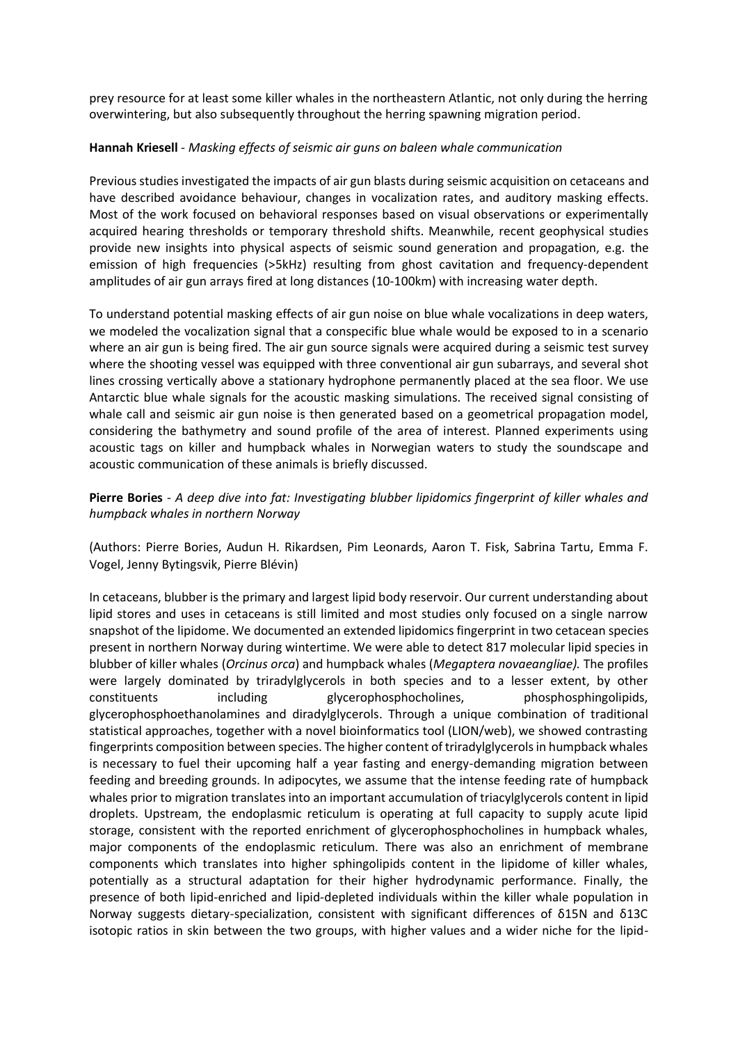prey resource for at least some killer whales in the northeastern Atlantic, not only during the herring overwintering, but also subsequently throughout the herring spawning migration period.

**Hannah Kriesell** - *Masking effects of seismic air guns on baleen whale communication*

Previous studies investigated the impacts of air gun blasts during seismic acquisition on cetaceans and have described avoidance behaviour, changes in vocalization rates, and auditory masking effects. Most of the work focused on behavioral responses based on visual observations or experimentally acquired hearing thresholds or temporary threshold shifts. Meanwhile, recent geophysical studies provide new insights into physical aspects of seismic sound generation and propagation, e.g. the emission of high frequencies (>5kHz) resulting from ghost cavitation and frequency-dependent amplitudes of air gun arrays fired at long distances (10-100km) with increasing water depth.

To understand potential masking effects of air gun noise on blue whale vocalizations in deep waters, we modeled the vocalization signal that a conspecific blue whale would be exposed to in a scenario where an air gun is being fired. The air gun source signals were acquired during a seismic test survey where the shooting vessel was equipped with three conventional air gun subarrays, and several shot lines crossing vertically above a stationary hydrophone permanently placed at the sea floor. We use Antarctic blue whale signals for the acoustic masking simulations. The received signal consisting of whale call and seismic air gun noise is then generated based on a geometrical propagation model, considering the bathymetry and sound profile of the area of interest. Planned experiments using acoustic tags on killer and humpback whales in Norwegian waters to study the soundscape and acoustic communication of these animals is briefly discussed.

**Pierre Bories** - *A deep dive into fat: Investigating blubber lipidomics fingerprint of killer whales and humpback whales in northern Norway*

(Authors: Pierre Bories, Audun H. Rikardsen, Pim Leonards, Aaron T. Fisk, Sabrina Tartu, Emma F. Vogel, Jenny Bytingsvik, Pierre Blévin)

In cetaceans, blubber is the primary and largest lipid body reservoir. Our current understanding about lipid stores and uses in cetaceans is still limited and most studies only focused on a single narrow snapshot of the lipidome. We documented an extended lipidomics fingerprint in two cetacean species present in northern Norway during wintertime. We were able to detect 817 molecular lipid species in blubber of killer whales (*Orcinus orca*) and humpback whales (*Megaptera novaeangliae).* The profiles were largely dominated by triradylglycerols in both species and to a lesser extent, by other constituents including glycerophosphocholines, phosphosphingolipids, glycerophosphoethanolamines and diradylglycerols. Through a unique combination of traditional statistical approaches, together with a novel bioinformatics tool (LION/web), we showed contrasting fingerprints composition between species. The higher content of triradylglycerols in humpback whales is necessary to fuel their upcoming half a year fasting and energy-demanding migration between feeding and breeding grounds. In adipocytes, we assume that the intense feeding rate of humpback whales prior to migration translates into an important accumulation of triacylglycerols content in lipid droplets. Upstream, the endoplasmic reticulum is operating at full capacity to supply acute lipid storage, consistent with the reported enrichment of glycerophosphocholines in humpback whales, major components of the endoplasmic reticulum. There was also an enrichment of membrane components which translates into higher sphingolipids content in the lipidome of killer whales, potentially as a structural adaptation for their higher hydrodynamic performance. Finally, the presence of both lipid-enriched and lipid-depleted individuals within the killer whale population in Norway suggests dietary-specialization, consistent with significant differences of $\delta^{15}N$ and $\delta^{13}C$ isotopic ratios in skin between the two groups, with higher values and a wider niche for the lipid-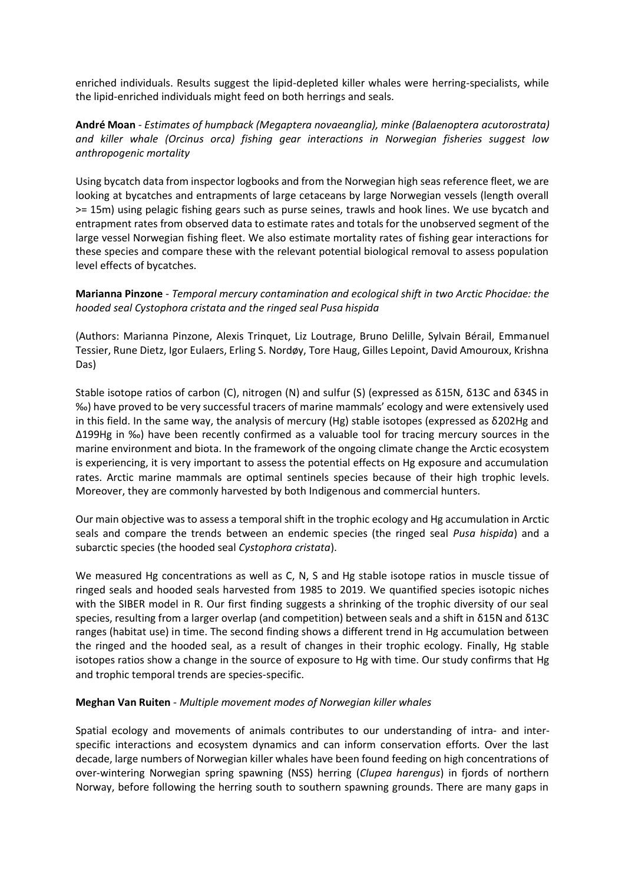enriched individuals. Results suggest the lipid-depleted killer whales were herring-specialists, while the lipid-enriched individuals might feed on both herrings and seals.

**André Moan** - *Estimates of humpback (Megaptera novaeanglia), minke (Balaenoptera acutorostrata) and killer whale (Orcinus orca) fishing gear interactions in Norwegian fisheries suggest low anthropogenic mortality*

Using bycatch data from inspector logbooks and from the Norwegian high seas reference fleet, we are looking at bycatches and entrapments of large cetaceans by large Norwegian vessels (length overall >= 15m) using pelagic fishing gears such as purse seines, trawls and hook lines. We use bycatch and entrapment rates from observed data to estimate rates and totals for the unobserved segment of the large vessel Norwegian fishing fleet. We also estimate mortality rates of fishing gear interactions for these species and compare these with the relevant potential biological removal to assess population level effects of bycatches.

**Marianna Pinzone** - *Temporal mercury contamination and ecological shift in two Arctic Phocidae: the hooded seal Cystophora cristata and the ringed seal Pusa hispida*

(Authors: Marianna Pinzone, Alexis Trinquet, Liz Loutrage, Bruno Delille, Sylvain Bérail, Emmanuel Tessier, Rune Dietz, Igor Eulaers, Erling S. Nordøy, Tore Haug, Gilles Lepoint, David Amouroux, Krishna Das)

Stable isotope ratios of carbon (C), nitrogen (N) and sulfur (S) (expressed as $\delta^{15}N$, $\delta^{13}C$ and $\delta^{34}S$ in ‰) have proved to be very successful tracers of marine mammals' ecology and were extensively used in this field. In the same way, the analysis of mercury (Hg) stable isotopes (expressed as $\delta^{202}Hg$ and $\Delta^{199}Hg$ in ‰) have been recently confirmed as a valuable tool for tracing mercury sources in the marine environment and biota. In the framework of the ongoing climate change the Arctic ecosystem is experiencing, it is very important to assess the potential effects on Hg exposure and accumulation rates. Arctic marine mammals are optimal sentinels species because of their high trophic levels. Moreover, they are commonly harvested by both Indigenous and commercial hunters.

Our main objective was to assess a temporal shift in the trophic ecology and Hg accumulation in Arctic seals and compare the trends between an endemic species (the ringed seal *Pusa hispida*) and a subarctic species (the hooded seal *Cystophora cristata*).

We measured Hg concentrations as well as C, N, S and Hg stable isotope ratios in muscle tissue of ringed seals and hooded seals harvested from 1985 to 2019. We quantified species isotopic niches with the SIBER model in R. Our first finding suggests a shrinking of the trophic diversity of our seal species, resulting from a larger overlap (and competition) between seals and a shift in $\delta^{15}N$ and $\delta^{13}C$ ranges (habitat use) in time. The second finding shows a different trend in Hg accumulation between the ringed and the hooded seal, as a result of changes in their trophic ecology. Finally, Hg stable isotopes ratios show a change in the source of exposure to Hg with time. Our study confirms that Hg and trophic temporal trends are species-specific.

**Meghan Van Ruiten** - *Multiple movement modes of Norwegian killer whales*

Spatial ecology and movements of animals contributes to our understanding of intra- and inter-specific interactions and ecosystem dynamics and can inform conservation efforts. Over the last decade, large numbers of Norwegian killer whales have been found feeding on high concentrations of over-wintering Norwegian spring spawning (NSS) herring (*Clupea harengus*) in fjords of northern Norway, before following the herring south to southern spawning grounds. There are many gaps in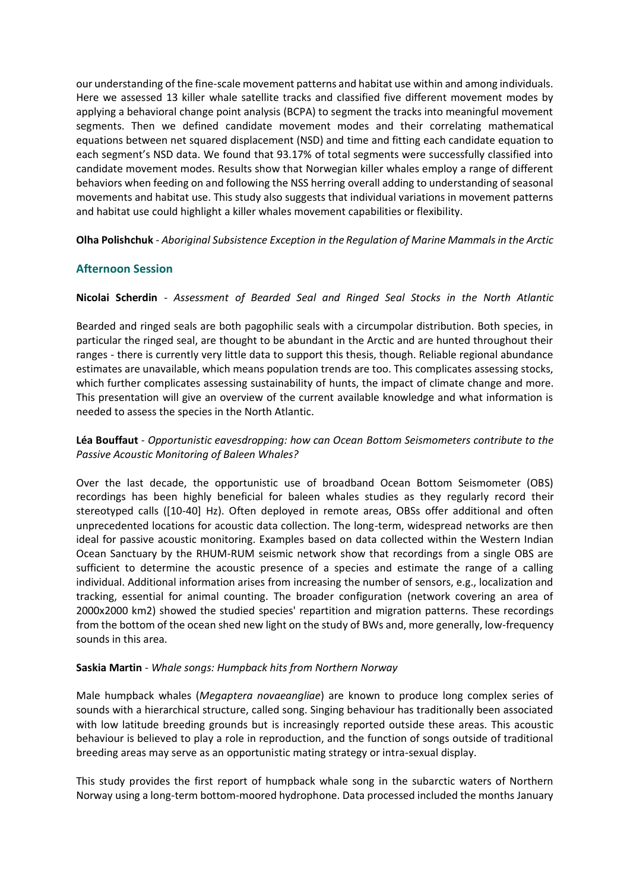our understanding of the fine-scale movement patterns and habitat use within and among individuals. Here we assessed 13 killer whale satellite tracks and classified five different movement modes by applying a behavioral change point analysis (BCPA) to segment the tracks into meaningful movement segments. Then we defined candidate movement modes and their correlating mathematical equations between net squared displacement (NSD) and time and fitting each candidate equation to each segment's NSD data. We found that 93.17% of total segments were successfully classified into candidate movement modes. Results show that Norwegian killer whales employ a range of different behaviors when feeding on and following the NSS herring overall adding to understanding of seasonal movements and habitat use. This study also suggests that individual variations in movement patterns and habitat use could highlight a killer whales movement capabilities or flexibility.

**Olha Polishchuk** - *Aboriginal Subsistence Exception in the Regulation of Marine Mammals in the Arctic*

## Afternoon Session

**Nicolai Scherdin** - *Assessment of Bearded Seal and Ringed Seal Stocks in the North Atlantic*

Bearded and ringed seals are both pagophilic seals with a circumpolar distribution. Both species, in particular the ringed seal, are thought to be abundant in the Arctic and are hunted throughout their ranges - there is currently very little data to support this thesis, though. Reliable regional abundance estimates are unavailable, which means population trends are too. This complicates assessing stocks, which further complicates assessing sustainability of hunts, the impact of climate change and more. This presentation will give an overview of the current available knowledge and what information is needed to assess the species in the North Atlantic.

**Léa Bouffaut** - *Opportunistic eavesdropping: how can Ocean Bottom Seismometers contribute to the Passive Acoustic Monitoring of Baleen Whales?*

Over the last decade, the opportunistic use of broadband Ocean Bottom Seismometer (OBS) recordings has been highly beneficial for baleen whales studies as they regularly record their stereotyped calls ([10-40] Hz). Often deployed in remote areas, OBSs offer additional and often unprecedented locations for acoustic data collection. The long-term, widespread networks are then ideal for passive acoustic monitoring. Examples based on data collected within the Western Indian Ocean Sanctuary by the RHUM-RUM seismic network show that recordings from a single OBS are sufficient to determine the acoustic presence of a species and estimate the range of a calling individual. Additional information arises from increasing the number of sensors, e.g., localization and tracking, essential for animal counting. The broader configuration (network covering an area of 2000x2000 km2) showed the studied species' repartition and migration patterns. These recordings from the bottom of the ocean shed new light on the study of BWs and, more generally, low-frequency sounds in this area.

**Saskia Martin** - *Whale songs: Humpback hits from Northern Norway*

Male humpback whales (*Megaptera novaeangliae*) are known to produce long complex series of sounds with a hierarchical structure, called song. Singing behaviour has traditionally been associated with low latitude breeding grounds but is increasingly reported outside these areas. This acoustic behaviour is believed to play a role in reproduction, and the function of songs outside of traditional breeding areas may serve as an opportunistic mating strategy or intra-sexual display.

This study provides the first report of humpback whale song in the subarctic waters of Northern Norway using a long-term bottom-moored hydrophone. Data processed included the months January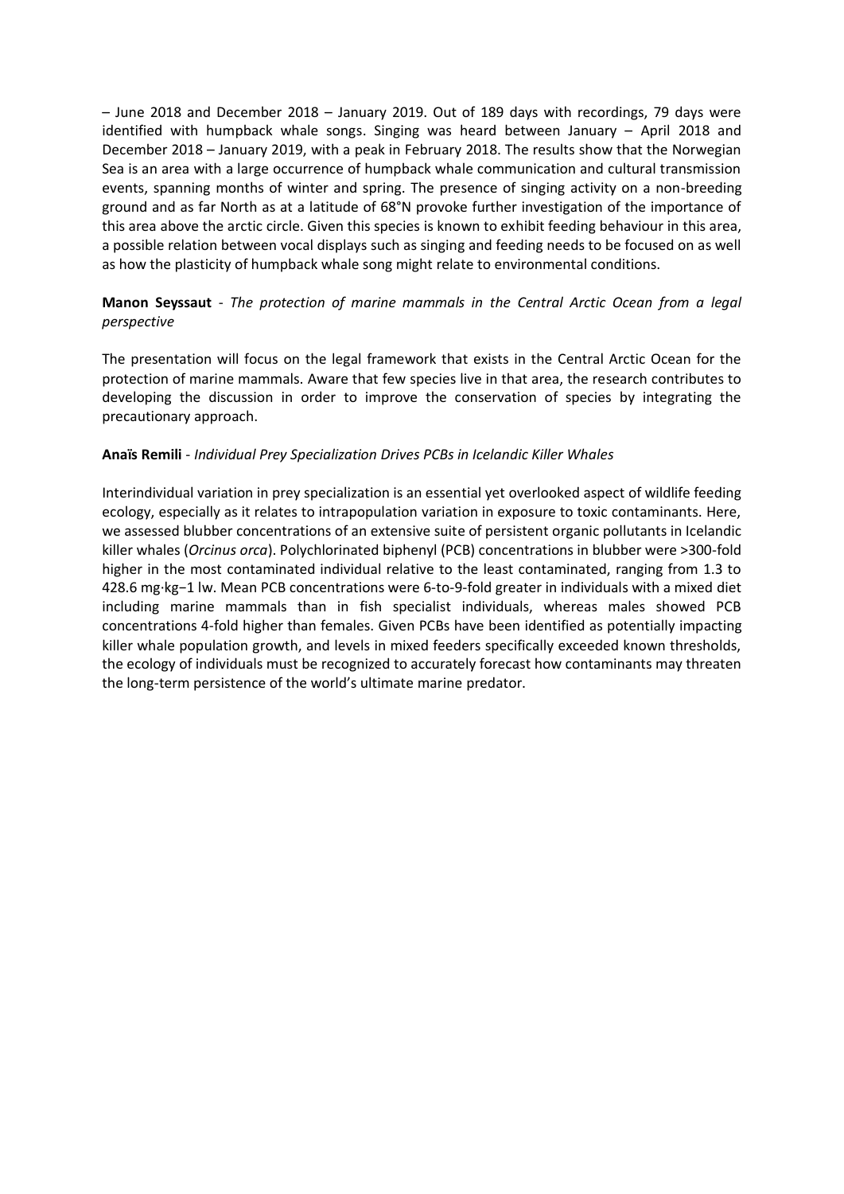– June 2018 and December 2018 – January 2019. Out of 189 days with recordings, 79 days were identified with humpback whale songs. Singing was heard between January – April 2018 and December 2018 – January 2019, with a peak in February 2018. The results show that the Norwegian Sea is an area with a large occurrence of humpback whale communication and cultural transmission events, spanning months of winter and spring. The presence of singing activity on a non-breeding ground and as far North as at a latitude of 68°N provoke further investigation of the importance of this area above the arctic circle. Given this species is known to exhibit feeding behaviour in this area, a possible relation between vocal displays such as singing and feeding needs to be focused on as well as how the plasticity of humpback whale song might relate to environmental conditions.

**Manon Seyssaut** - *The protection of marine mammals in the Central Arctic Ocean from a legal perspective*

The presentation will focus on the legal framework that exists in the Central Arctic Ocean for the protection of marine mammals. Aware that few species live in that area, the research contributes to developing the discussion in order to improve the conservation of species by integrating the precautionary approach.

**Anaïs Remili** - *Individual Prey Specialization Drives PCBs in Icelandic Killer Whales*

Interindividual variation in prey specialization is an essential yet overlooked aspect of wildlife feeding ecology, especially as it relates to intrapopulation variation in exposure to toxic contaminants. Here, we assessed blubber concentrations of an extensive suite of persistent organic pollutants in Icelandic killer whales (*Orcinus orca*). Polychlorinated biphenyl (PCB) concentrations in blubber were >300-fold higher in the most contaminated individual relative to the least contaminated, ranging from 1.3 to 428.6 $mg \cdot kg^{-1}$ lw. Mean PCB concentrations were 6-to-9-fold greater in individuals with a mixed diet including marine mammals than in fish specialist individuals, whereas males showed PCB concentrations 4-fold higher than females. Given PCBs have been identified as potentially impacting killer whale population growth, and levels in mixed feeders specifically exceeded known thresholds, the ecology of individuals must be recognized to accurately forecast how contaminants may threaten the long-term persistence of the world's ultimate marine predator.